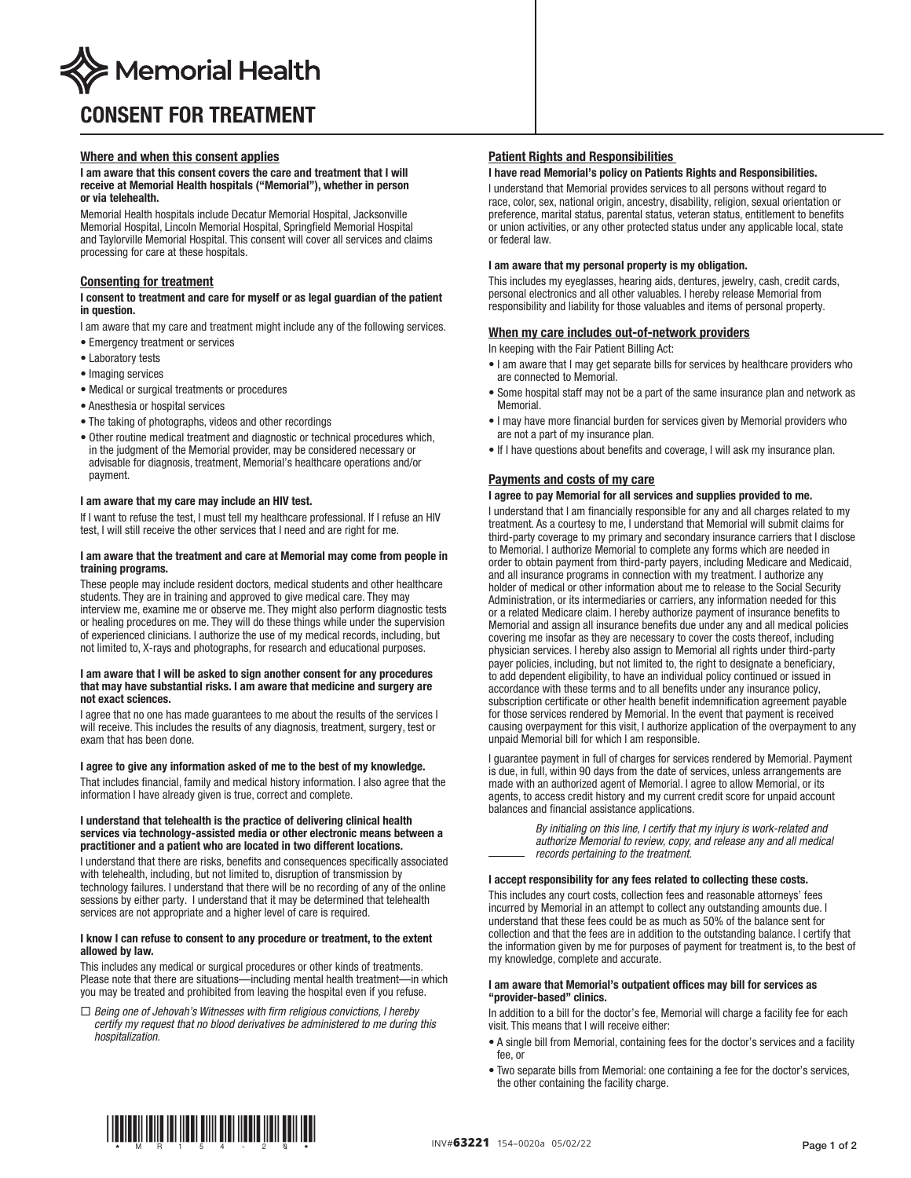Memorial Health

# CONSENT FOR TREATMENT

## Where and when this consent applies

**I am aware that this consent covers the care and treatment that I will receive at Memorial Health hospitals ("Memorial"), whether in person or via telehealth.**

Memorial Health hospitals include Decatur Memorial Hospital, Jacksonville Memorial Hospital, Lincoln Memorial Hospital, Springfield Memorial Hospital and Taylorville Memorial Hospital. This consent will cover all services and claims processing for care at these hospitals.

## Consenting for treatment

**I consent to treatment and care for myself or as legal guardian of the patient in question.**

I am aware that my care and treatment might include any of the following services.

- Emergency treatment or services
- Laboratory tests
- Imaging services
- Medical or surgical treatments or procedures
- Anesthesia or hospital services
- The taking of photographs, videos and other recordings
- Other routine medical treatment and diagnostic or technical procedures which, in the judgment of the Memorial provider, may be considered necessary or advisable for diagnosis, treatment, Memorial's healthcare operations and/or payment.

**I am aware that my care may include an HIV test.**

If I want to refuse the test, I must tell my healthcare professional. If I refuse an HIV test, I will still receive the other services that I need and are right for me.

**I am aware that the treatment and care at Memorial may come from people in training programs.**

These people may include resident doctors, medical students and other healthcare students. They are in training and approved to give medical care. They may interview me, examine me or observe me. They might also perform diagnostic tests or healing procedures on me. They will do these things while under the supervision of experienced clinicians. I authorize the use of my medical records, including, but not limited to, X-rays and photographs, for research and educational purposes.

**I am aware that I will be asked to sign another consent for any procedures that may have substantial risks. I am aware that medicine and surgery are not exact sciences.**

I agree that no one has made guarantees to me about the results of the services I will receive. This includes the results of any diagnosis, treatment, surgery, test or exam that has been done.

**I agree to give any information asked of me to the best of my knowledge.**

That includes financial, family and medical history information. I also agree that the information I have already given is true, correct and complete.

**I understand that telehealth is the practice of delivering clinical health services via technology-assisted media or other electronic means between a practitioner and a patient who are located in two different locations.**

I understand that there are risks, benefits and consequences specifically associated with telehealth, including, but not limited to, disruption of transmission by technology failures. I understand that there will be no recording of any of the online sessions by either party. I understand that it may be determined that telehealth services are not appropriate and a higher level of care is required.

**I know I can refuse to consent to any procedure or treatment, to the extent allowed by law.**

This includes any medical or surgical procedures or other kinds of treatments. Please note that there are situations—including mental health treatment—in which you may be treated and prohibited from leaving the hospital even if you refuse.

☐ *Being one of Jehovah's Witnesses with firm religious convictions, I hereby certify my request that no blood derivatives be administered to me during this hospitalization.*

## Patient Rights and Responsibilities

**I have read Memorial's policy on Patients Rights and Responsibilities.**

I understand that Memorial provides services to all persons without regard to race, color, sex, national origin, ancestry, disability, religion, sexual orientation or preference, marital status, parental status, veteran status, entitlement to benefits or union activities, or any other protected status under any applicable local, state or federal law.

**I am aware that my personal property is my obligation.**

This includes my eyeglasses, hearing aids, dentures, jewelry, cash, credit cards, personal electronics and all other valuables. I hereby release Memorial from responsibility and liability for those valuables and items of personal property.

## When my care includes out-of-network providers

In keeping with the Fair Patient Billing Act:

- I am aware that I may get separate bills for services by healthcare providers who are connected to Memorial.
- Some hospital staff may not be a part of the same insurance plan and network as Memorial.
- I may have more financial burden for services given by Memorial providers who are not a part of my insurance plan.
- If I have questions about benefits and coverage, I will ask my insurance plan.

## Payments and costs of my care

**I agree to pay Memorial for all services and supplies provided to me.**

I understand that I am financially responsible for any and all charges related to my treatment. As a courtesy to me, I understand that Memorial will submit claims for third-party coverage to my primary and secondary insurance carriers that I disclose to Memorial. I authorize Memorial to complete any forms which are needed in order to obtain payment from third-party payers, including Medicare and Medicaid, and all insurance programs in connection with my treatment. I authorize any holder of medical or other information about me to release to the Social Security Administration, or its intermediaries or carriers, any information needed for this or a related Medicare claim. I hereby authorize payment of insurance benefits to Memorial and assign all insurance benefits due under any and all medical policies covering me insofar as they are necessary to cover the costs thereof, including physician services. I hereby also assign to Memorial all rights under third-party payer policies, including, but not limited to, the right to designate a beneficiary, to add dependent eligibility, to have an individual policy continued or issued in accordance with these terms and to all benefits under any insurance policy, subscription certificate or other health benefit indemnification agreement payable for those services rendered by Memorial. In the event that payment is received causing overpayment for this visit, I authorize application of the overpayment to any unpaid Memorial bill for which I am responsible.

I guarantee payment in full of charges for services rendered by Memorial. Payment is due, in full, within 90 days from the date of services, unless arrangements are made with an authorized agent of Memorial. I agree to allow Memorial, or its agents, to access credit history and my current credit score for unpaid account balances and financial assistance applications.

______ *By initialing on this line, I certify that my injury is work-related and authorize Memorial to review, copy, and release any and all medical records pertaining to the treatment.*

**I accept responsibility for any fees related to collecting these costs.**

This includes any court costs, collection fees and reasonable attorneys' fees incurred by Memorial in an attempt to collect any outstanding amounts due. I understand that these fees could be as much as 50% of the balance sent for collection and that the fees are in addition to the outstanding balance. I certify that the information given by me for purposes of payment for treatment is, to the best of my knowledge, complete and accurate.

**I am aware that Memorial's outpatient offices may bill for services as "provider-based" clinics.**

In addition to a bill for the doctor's fee, Memorial will charge a facility fee for each visit. This means that I will receive either:

- A single bill from Memorial, containing fees for the doctor's services and a facility fee, or
- Two separate bills from Memorial: one containing a fee for the doctor's services, the other containing the facility charge.

\* M R 1 5 4 - 2 0 \*

INV#**63221** 154–0020a 05/02/22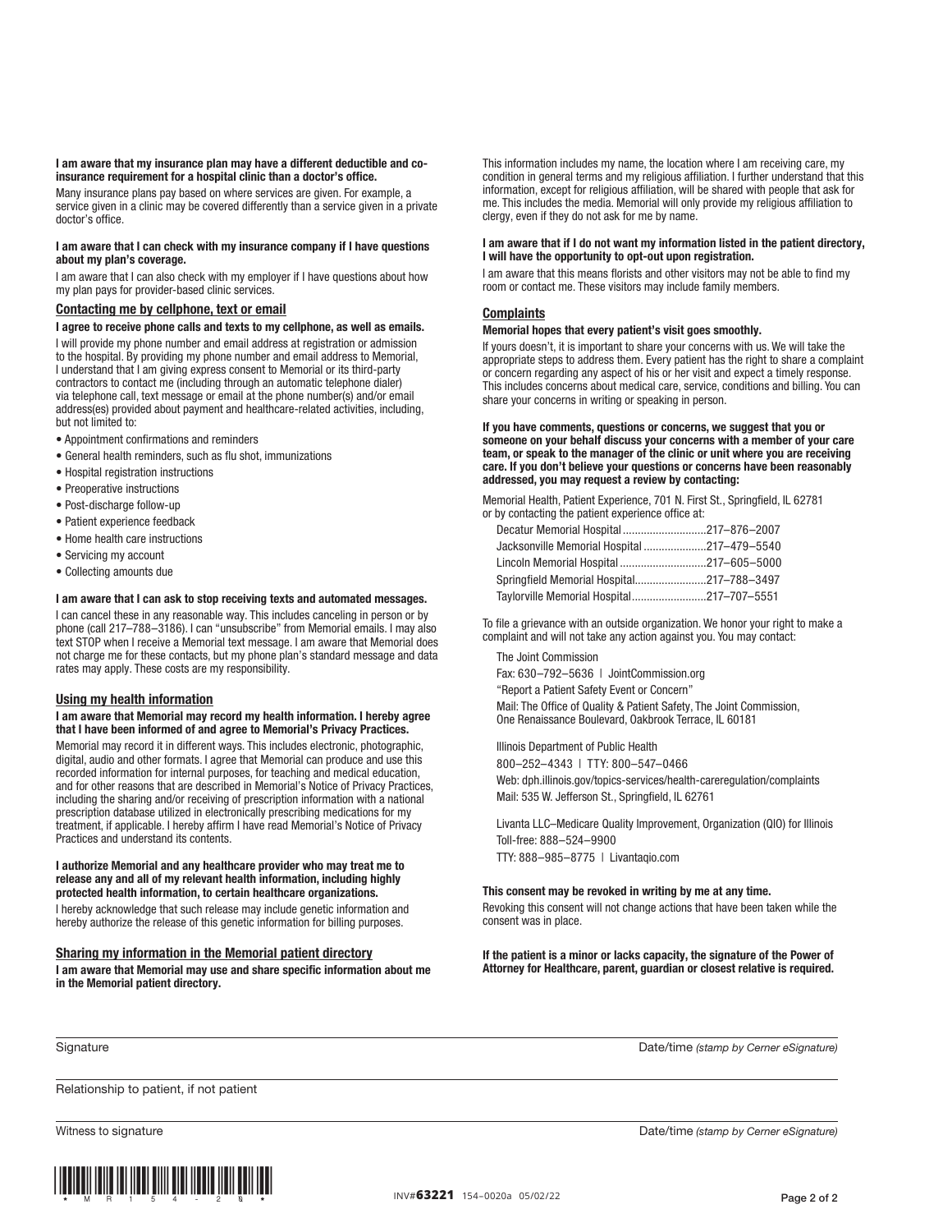**I am aware that my insurance plan may have a different deductible and co-insurance requirement for a hospital clinic than a doctor's office.**

Many insurance plans pay based on where services are given. For example, a service given in a clinic may be covered differently than a service given in a private doctor's office.

**I am aware that I can check with my insurance company if I have questions about my plan's coverage.**

I am aware that I can also check with my employer if I have questions about how my plan pays for provider-based clinic services.

## Contacting me by cellphone, text or email

**I agree to receive phone calls and texts to my cellphone, as well as emails.**

I will provide my phone number and email address at registration or admission to the hospital. By providing my phone number and email address to Memorial, I understand that I am giving express consent to Memorial or its third-party contractors to contact me (including through an automatic telephone dialer) via telephone call, text message or email at the phone number(s) and/or email address(es) provided about payment and healthcare-related activities, including, but not limited to:

- Appointment confirmations and reminders
- General health reminders, such as flu shot, immunizations
- Hospital registration instructions
- Preoperative instructions
- Post-discharge follow-up
- Patient experience feedback
- Home health care instructions
- Servicing my account
- Collecting amounts due

**I am aware that I can ask to stop receiving texts and automated messages.**

I can cancel these in any reasonable way. This includes canceling in person or by phone (call 217–788–3186). I can "unsubscribe" from Memorial emails. I may also text STOP when I receive a Memorial text message. I am aware that Memorial does not charge me for these contacts, but my phone plan's standard message and data rates may apply. These costs are my responsibility.

## Using my health information

**I am aware that Memorial may record my health information. I hereby agree that I have been informed of and agree to Memorial's Privacy Practices.**

Memorial may record it in different ways. This includes electronic, photographic, digital, audio and other formats. I agree that Memorial can produce and use this recorded information for internal purposes, for teaching and medical education, and for other reasons that are described in Memorial's Notice of Privacy Practices, including the sharing and/or receiving of prescription information with a national prescription database utilized in electronically prescribing medications for my treatment, if applicable. I hereby affirm I have read Memorial's Notice of Privacy Practices and understand its contents.

**I authorize Memorial and any healthcare provider who may treat me to release any and all of my relevant health information, including highly protected health information, to certain healthcare organizations.**

I hereby acknowledge that such release may include genetic information and hereby authorize the release of this genetic information for billing purposes.

## Sharing my information in the Memorial patient directory

**I am aware that Memorial may use and share specific information about me in the Memorial patient directory.**

This information includes my name, the location where I am receiving care, my condition in general terms and my religious affiliation. I further understand that this information, except for religious affiliation, will be shared with people that ask for me. This includes the media. Memorial will only provide my religious affiliation to clergy, even if they do not ask for me by name.

**I am aware that if I do not want my information listed in the patient directory, I will have the opportunity to opt-out upon registration.**

I am aware that this means florists and other visitors may not be able to find my room or contact me. These visitors may include family members.

## Complaints

**Memorial hopes that every patient's visit goes smoothly.**

If yours doesn't, it is important to share your concerns with us. We will take the appropriate steps to address them. Every patient has the right to share a complaint or concern regarding any aspect of his or her visit and expect a timely response. This includes concerns about medical care, service, conditions and billing. You can share your concerns in writing or speaking in person.

**If you have comments, questions or concerns, we suggest that you or someone on your behalf discuss your concerns with a member of your care team, or speak to the manager of the clinic or unit where you are receiving care. If you don't believe your questions or concerns have been reasonably addressed, you may request a review by contacting:**

Memorial Health, Patient Experience, 701 N. First St., Springfield, IL 62781 or by contacting the patient experience office at:

| | |
|---|---|
| Decatur Memorial Hospital | 217–876–2007 |
| Jacksonville Memorial Hospital | 217–479–5540 |
| Lincoln Memorial Hospital | 217–605–5000 |
| Springfield Memorial Hospital | 217–788–3497 |
| Taylorville Memorial Hospital | 217–707–5551 |

To file a grievance with an outside organization. We honor your right to make a complaint and will not take any action against you. You may contact:

The Joint Commission
Fax: 630–792–5636 | JointCommission.org
"Report a Patient Safety Event or Concern"
Mail: The Office of Quality & Patient Safety, The Joint Commission, One Renaissance Boulevard, Oakbrook Terrace, IL 60181

Illinois Department of Public Health
800–252–4343 | TTY: 800–547–0466
Web: dph.illinois.gov/topics-services/health-careregulation/complaints
Mail: 535 W. Jefferson St., Springfield, IL 62761

Livanta LLC–Medicare Quality Improvement, Organization (QIO) for Illinois
Toll-free: 888–524–9900
TTY: 888–985–8775 | Livantaqio.com

**This consent may be revoked in writing by me at any time.**

Revoking this consent will not change actions that have been taken while the consent was in place.

**If the patient is a minor or lacks capacity, the signature of the Power of Attorney for Healthcare, parent, guardian or closest relative is required.**

Signature ____________________ Date/time *(stamp by Cerner eSignature)*

Relationship to patient, if not patient ____________________

Witness to signature ____________________ Date/time *(stamp by Cerner eSignature)*

INV#**63221** 154–0020a 05/02/22